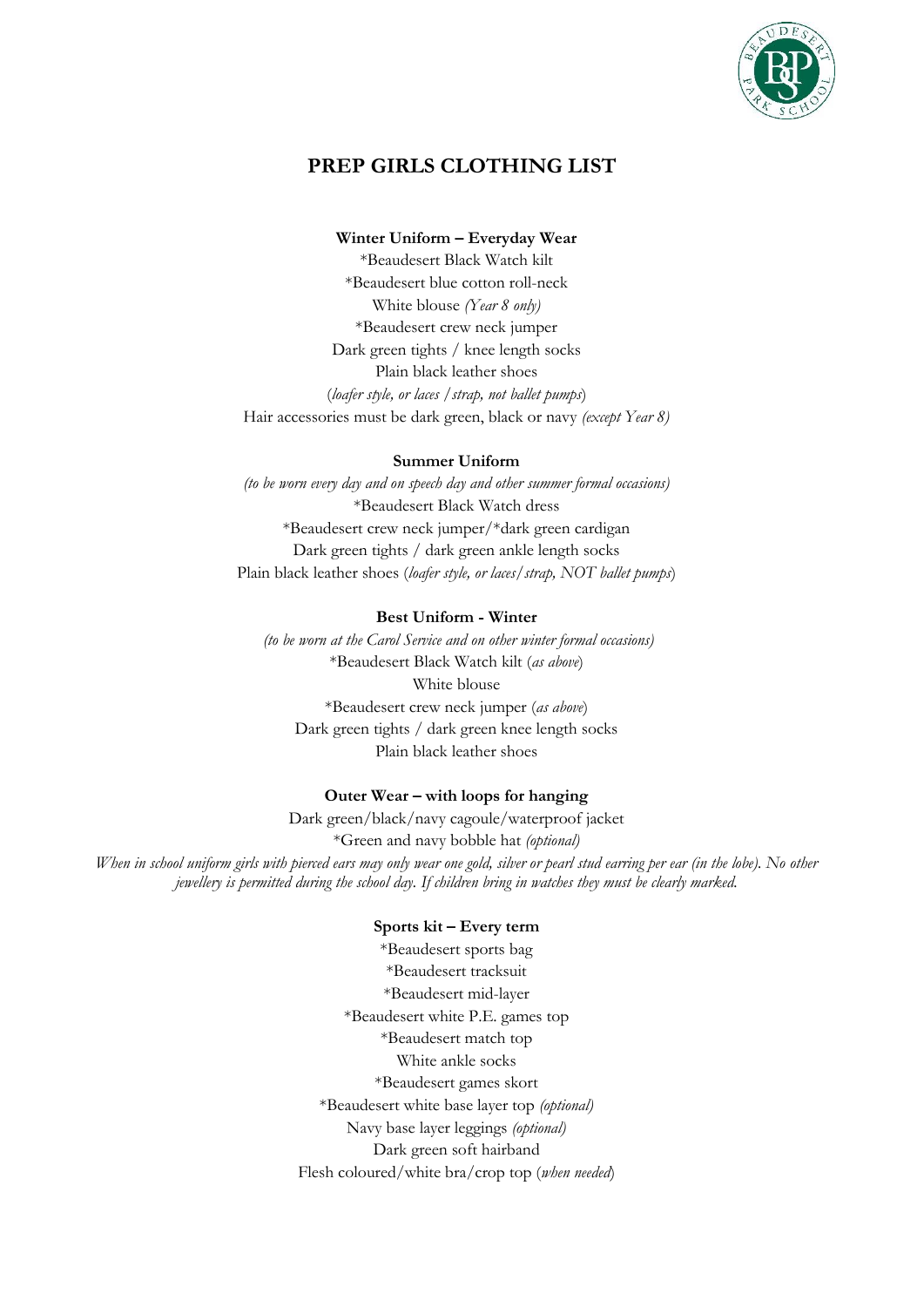# PREP GIRLS CLOTHING LIST

**Winter Uniform – Everyday Wear**

*Beaudesert Black Watch kilt
*Beaudesert blue cotton roll-neck
White blouse *(Year 8 only)*
*Beaudesert crew neck jumper
Dark green tights / knee length socks
Plain black leather shoes
(*loafer style, or laces / strap, not ballet pumps*)
Hair accessories must be dark green, black or navy *(except Year 8)*

**Summer Uniform**

*(to be worn every day and on speech day and other summer formal occasions)*
*Beaudesert Black Watch dress
*Beaudesert crew neck jumper/*dark green cardigan
Dark green tights / dark green ankle length socks
Plain black leather shoes (*loafer style, or laces/strap, NOT ballet pumps*)

**Best Uniform - Winter**

*(to be worn at the Carol Service and on other winter formal occasions)*
*Beaudesert Black Watch kilt (*as above*)
White blouse
*Beaudesert crew neck jumper (*as above*)
Dark green tights / dark green knee length socks
Plain black leather shoes

**Outer Wear – with loops for hanging**

Dark green/black/navy cagoule/waterproof jacket
*Green and navy bobble hat *(optional)*

*When in school uniform girls with pierced ears may only wear one gold, silver or pearl stud earring per ear (in the lobe). No other jewellery is permitted during the school day. If children bring in watches they must be clearly marked.*

**Sports kit – Every term**

*Beaudesert sports bag
*Beaudesert tracksuit
*Beaudesert mid-layer
*Beaudesert white P.E. games top
*Beaudesert match top
White ankle socks
*Beaudesert games skort
*Beaudesert white base layer top *(optional)*
Navy base layer leggings *(optional)*
Dark green soft hairband
Flesh coloured/white bra/crop top (*when needed*)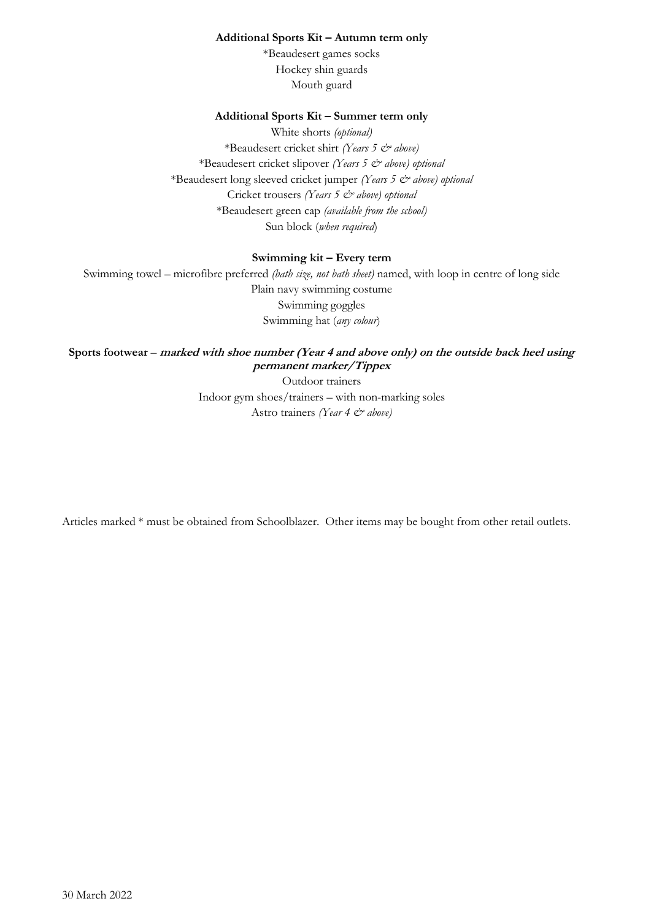**Additional Sports Kit – Autumn term only**

*Beaudesert games socks
Hockey shin guards
Mouth guard

**Additional Sports Kit – Summer term only**

White shorts *(optional)*
*Beaudesert cricket shirt *(Years 5 & above)*
*Beaudesert cricket slipover *(Years 5 & above) optional*
*Beaudesert long sleeved cricket jumper *(Years 5 & above) optional*
Cricket trousers *(Years 5 & above) optional*
*Beaudesert green cap *(available from the school)*
Sun block (*when required*)

**Swimming kit – Every term**

Swimming towel – microfibre preferred *(bath size, not bath sheet)* named, with loop in centre of long side
Plain navy swimming costume
Swimming goggles
Swimming hat (*any colour*)

**Sports footwear** – ***marked with shoe number (Year 4 and above only) on the outside back heel using permanent marker/Tippex***

Outdoor trainers
Indoor gym shoes/trainers – with non-marking soles
Astro trainers *(Year 4 & above)*

Articles marked * must be obtained from Schoolblazer. Other items may be bought from other retail outlets.

30 March 2022